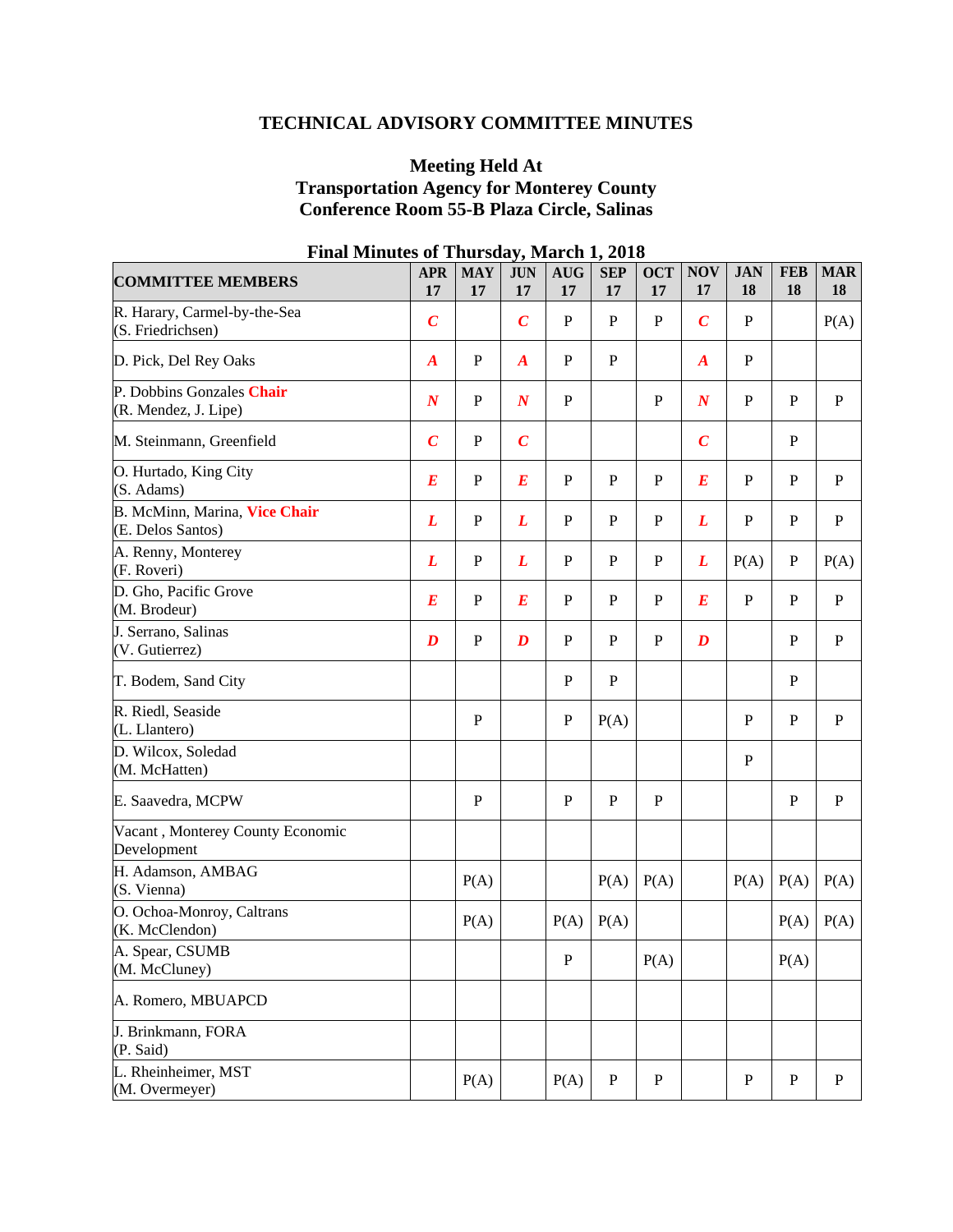# TECHNICAL ADVISORY COMMITTEE MINUTES

## Meeting Held At
## Transportation Agency for Monterey County
## Conference Room 55-B Plaza Circle, Salinas

### Final Minutes of Thursday, March 1, 2018

| COMMITTEE MEMBERS | APR 17 | MAY 17 | JUN 17 | AUG 17 | SEP 17 | OCT 17 | NOV 17 | JAN 18 | FEB 18 | MAR 18 |
|---|---|---|---|---|---|---|---|---|---|---|
| R. Harary, Carmel-by-the-Sea (S. Friedrichsen) | *C* | | *C* | P | P | P | *C* | P | | P(A) |
| D. Pick, Del Rey Oaks | *A* | P | *A* | P | P | | *A* | P | | |
| P. Dobbins Gonzales **Chair** (R. Mendez, J. Lipe) | *N* | P | *N* | P | | P | *N* | P | P | P |
| M. Steinmann, Greenfield | *C* | P | *C* | | | | *C* | | P | |
| O. Hurtado, King City (S. Adams) | *E* | P | *E* | P | P | P | *E* | P | P | P |
| B. McMinn, Marina, **Vice Chair** (E. Delos Santos) | *L* | P | *L* | P | P | P | *L* | P | P | P |
| A. Renny, Monterey (F. Roveri) | *L* | P | *L* | P | P | P | *L* | P(A) | P | P(A) |
| D. Gho, Pacific Grove (M. Brodeur) | *E* | P | *E* | P | P | P | *E* | P | P | P |
| J. Serrano, Salinas (V. Gutierrez) | *D* | P | *D* | P | P | P | *D* | | P | P |
| T. Bodem, Sand City | | | | P | P | | | | P | |
| R. Riedl, Seaside (L. Llantero) | | P | | P | P(A) | | | P | P | P |
| D. Wilcox, Soledad (M. McHatten) | | | | | | | | P | | |
| E. Saavedra, MCPW | | P | | P | P | P | | | P | P |
| Vacant , Monterey County Economic Development | | | | | | | | | | |
| H. Adamson, AMBAG (S. Vienna) | | P(A) | | | P(A) | P(A) | | P(A) | P(A) | P(A) |
| O. Ochoa-Monroy, Caltrans (K. McClendon) | | P(A) | | P(A) | P(A) | | | | P(A) | P(A) |
| A. Spear, CSUMB (M. McCluney) | | | | P | | P(A) | | | P(A) | |
| A. Romero, MBUAPCD | | | | | | | | | | |
| J. Brinkmann, FORA (P. Said) | | | | | | | | | | |
| L. Rheinheimer, MST (M. Overmeyer) | | P(A) | | P(A) | P | P | | P | P | P |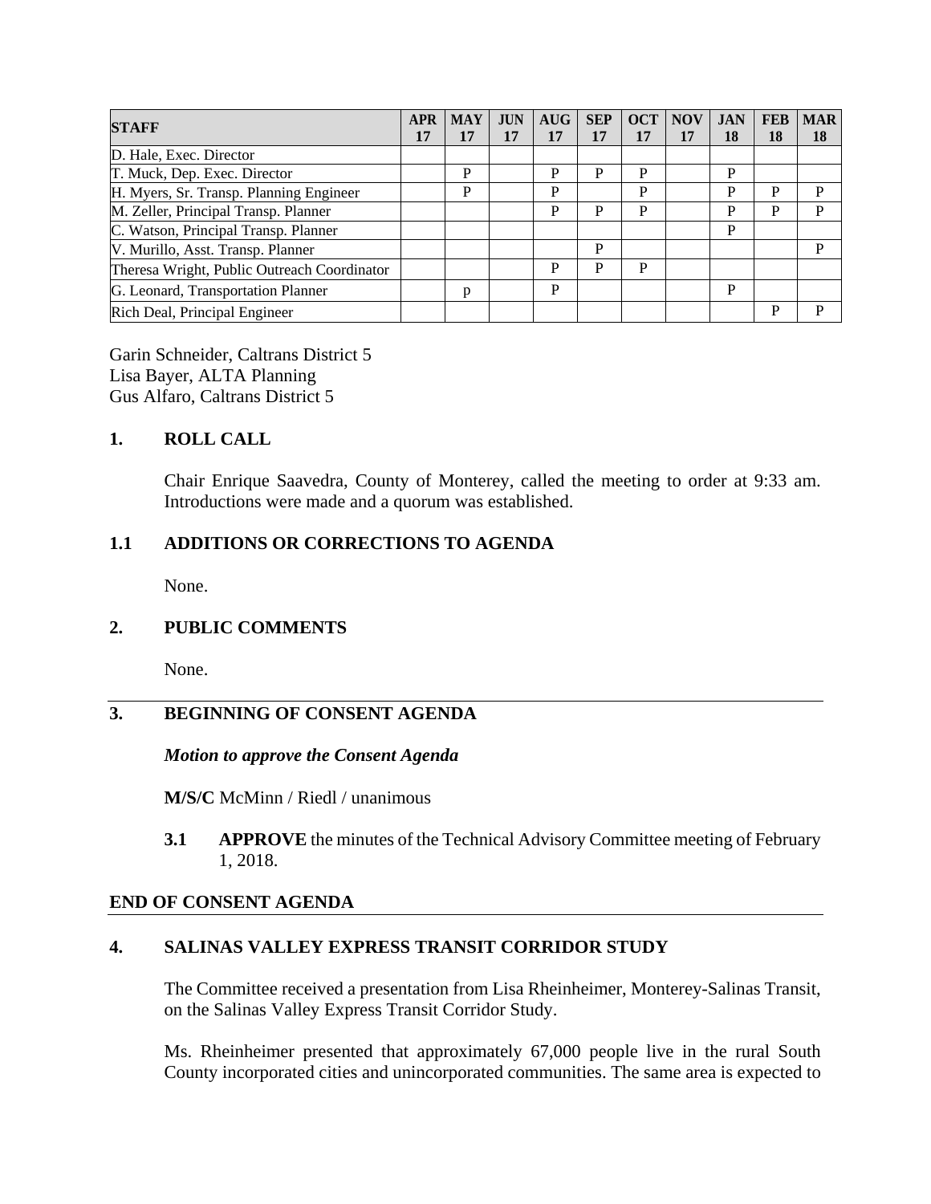| STAFF | APR 17 | MAY 17 | JUN 17 | AUG 17 | SEP 17 | OCT 17 | NOV 17 | JAN 18 | FEB 18 | MAR 18 |
|---|---|---|---|---|---|---|---|---|---|---|
| D. Hale, Exec. Director | | | | | | | | | | |
| T. Muck, Dep. Exec. Director | | P | | P | P | P | | P | | |
| H. Myers, Sr. Transp. Planning Engineer | | P | | P | | P | | P | P | P |
| M. Zeller, Principal Transp. Planner | | | | P | P | P | | P | P | P |
| C. Watson, Principal Transp. Planner | | | | | | | | P | | |
| V. Murillo, Asst. Transp. Planner | | | | | P | | | | | P |
| Theresa Wright, Public Outreach Coordinator | | | | P | P | P | | | | |
| G. Leonard, Transportation Planner | | p | | P | | | | P | | |
| Rich Deal, Principal Engineer | | | | | | | | | P | P |

Garin Schneider, Caltrans District 5
Lisa Bayer, ALTA Planning
Gus Alfaro, Caltrans District 5

## 1. ROLL CALL

Chair Enrique Saavedra, County of Monterey, called the meeting to order at 9:33 am. Introductions were made and a quorum was established.

## 1.1 ADDITIONS OR CORRECTIONS TO AGENDA

None.

## 2. PUBLIC COMMENTS

None.

---

## 3. BEGINNING OF CONSENT AGENDA

***Motion to approve the Consent Agenda***

**M/S/C** McMinn / Riedl / unanimous

**3.1** **APPROVE** the minutes of the Technical Advisory Committee meeting of February 1, 2018.

**END OF CONSENT AGENDA**

---

## 4. SALINAS VALLEY EXPRESS TRANSIT CORRIDOR STUDY

The Committee received a presentation from Lisa Rheinheimer, Monterey-Salinas Transit, on the Salinas Valley Express Transit Corridor Study.

Ms. Rheinheimer presented that approximately 67,000 people live in the rural South County incorporated cities and unincorporated communities. The same area is expected to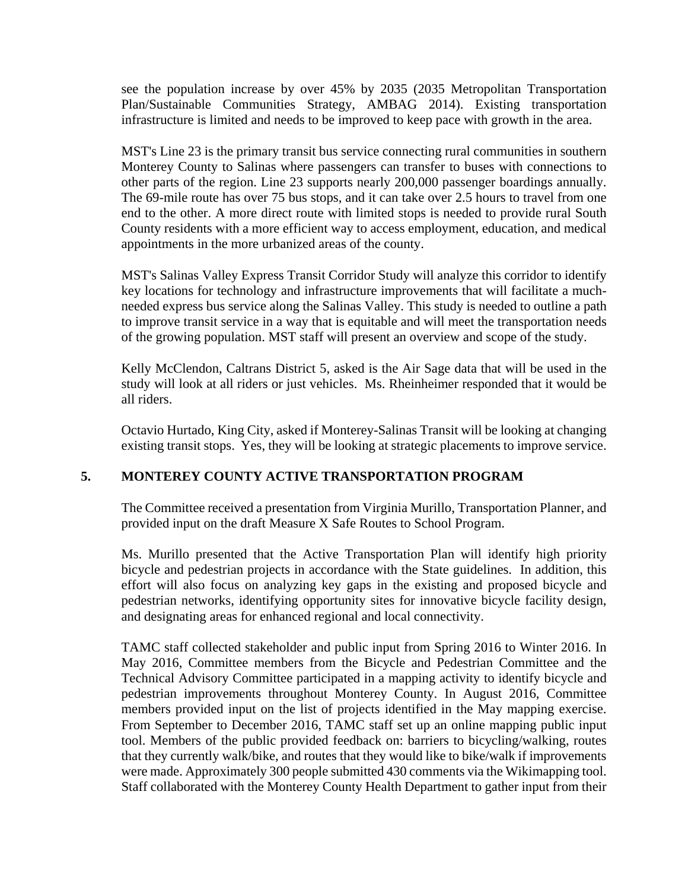see the population increase by over 45% by 2035 (2035 Metropolitan Transportation Plan/Sustainable Communities Strategy, AMBAG 2014). Existing transportation infrastructure is limited and needs to be improved to keep pace with growth in the area.

MST's Line 23 is the primary transit bus service connecting rural communities in southern Monterey County to Salinas where passengers can transfer to buses with connections to other parts of the region. Line 23 supports nearly 200,000 passenger boardings annually. The 69-mile route has over 75 bus stops, and it can take over 2.5 hours to travel from one end to the other. A more direct route with limited stops is needed to provide rural South County residents with a more efficient way to access employment, education, and medical appointments in the more urbanized areas of the county.

MST's Salinas Valley Express Transit Corridor Study will analyze this corridor to identify key locations for technology and infrastructure improvements that will facilitate a much-needed express bus service along the Salinas Valley. This study is needed to outline a path to improve transit service in a way that is equitable and will meet the transportation needs of the growing population. MST staff will present an overview and scope of the study.

Kelly McClendon, Caltrans District 5, asked is the Air Sage data that will be used in the study will look at all riders or just vehicles. Ms. Rheinheimer responded that it would be all riders.

Octavio Hurtado, King City, asked if Monterey-Salinas Transit will be looking at changing existing transit stops. Yes, they will be looking at strategic placements to improve service.

## 5. MONTEREY COUNTY ACTIVE TRANSPORTATION PROGRAM

The Committee received a presentation from Virginia Murillo, Transportation Planner, and provided input on the draft Measure X Safe Routes to School Program.

Ms. Murillo presented that the Active Transportation Plan will identify high priority bicycle and pedestrian projects in accordance with the State guidelines. In addition, this effort will also focus on analyzing key gaps in the existing and proposed bicycle and pedestrian networks, identifying opportunity sites for innovative bicycle facility design, and designating areas for enhanced regional and local connectivity.

TAMC staff collected stakeholder and public input from Spring 2016 to Winter 2016. In May 2016, Committee members from the Bicycle and Pedestrian Committee and the Technical Advisory Committee participated in a mapping activity to identify bicycle and pedestrian improvements throughout Monterey County. In August 2016, Committee members provided input on the list of projects identified in the May mapping exercise. From September to December 2016, TAMC staff set up an online mapping public input tool. Members of the public provided feedback on: barriers to bicycling/walking, routes that they currently walk/bike, and routes that they would like to bike/walk if improvements were made. Approximately 300 people submitted 430 comments via the Wikimapping tool. Staff collaborated with the Monterey County Health Department to gather input from their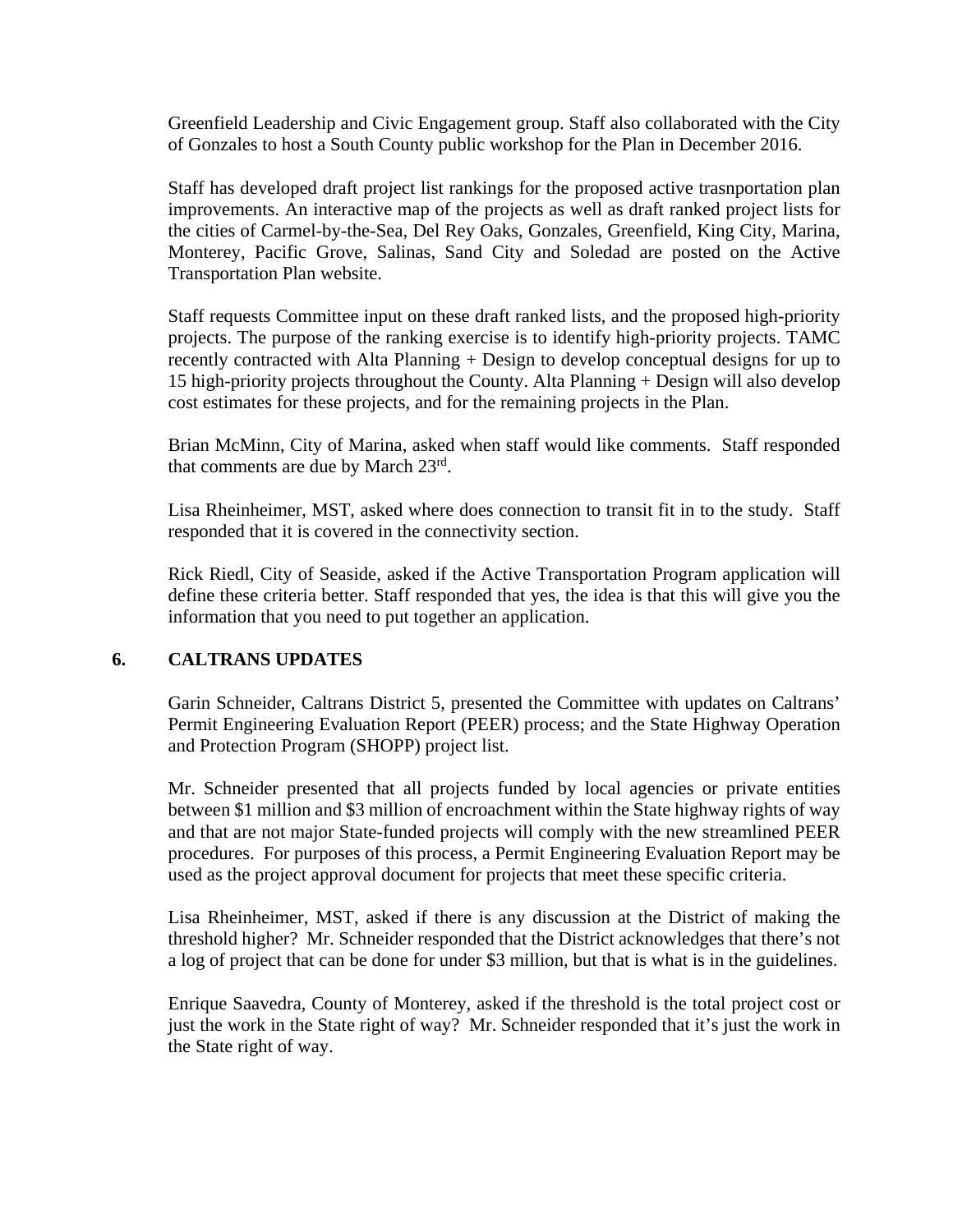Greenfield Leadership and Civic Engagement group. Staff also collaborated with the City of Gonzales to host a South County public workshop for the Plan in December 2016.

Staff has developed draft project list rankings for the proposed active trasnportation plan improvements. An interactive map of the projects as well as draft ranked project lists for the cities of Carmel-by-the-Sea, Del Rey Oaks, Gonzales, Greenfield, King City, Marina, Monterey, Pacific Grove, Salinas, Sand City and Soledad are posted on the Active Transportation Plan website.

Staff requests Committee input on these draft ranked lists, and the proposed high-priority projects. The purpose of the ranking exercise is to identify high-priority projects. TAMC recently contracted with Alta Planning + Design to develop conceptual designs for up to 15 high-priority projects throughout the County. Alta Planning + Design will also develop cost estimates for these projects, and for the remaining projects in the Plan.

Brian McMinn, City of Marina, asked when staff would like comments. Staff responded that comments are due by March 23rd.

Lisa Rheinheimer, MST, asked where does connection to transit fit in to the study. Staff responded that it is covered in the connectivity section.

Rick Riedl, City of Seaside, asked if the Active Transportation Program application will define these criteria better. Staff responded that yes, the idea is that this will give you the information that you need to put together an application.

## 6. CALTRANS UPDATES

Garin Schneider, Caltrans District 5, presented the Committee with updates on Caltrans' Permit Engineering Evaluation Report (PEER) process; and the State Highway Operation and Protection Program (SHOPP) project list.

Mr. Schneider presented that all projects funded by local agencies or private entities between $1 million and $3 million of encroachment within the State highway rights of way and that are not major State-funded projects will comply with the new streamlined PEER procedures. For purposes of this process, a Permit Engineering Evaluation Report may be used as the project approval document for projects that meet these specific criteria.

Lisa Rheinheimer, MST, asked if there is any discussion at the District of making the threshold higher? Mr. Schneider responded that the District acknowledges that there's not a log of project that can be done for under $3 million, but that is what is in the guidelines.

Enrique Saavedra, County of Monterey, asked if the threshold is the total project cost or just the work in the State right of way? Mr. Schneider responded that it's just the work in the State right of way.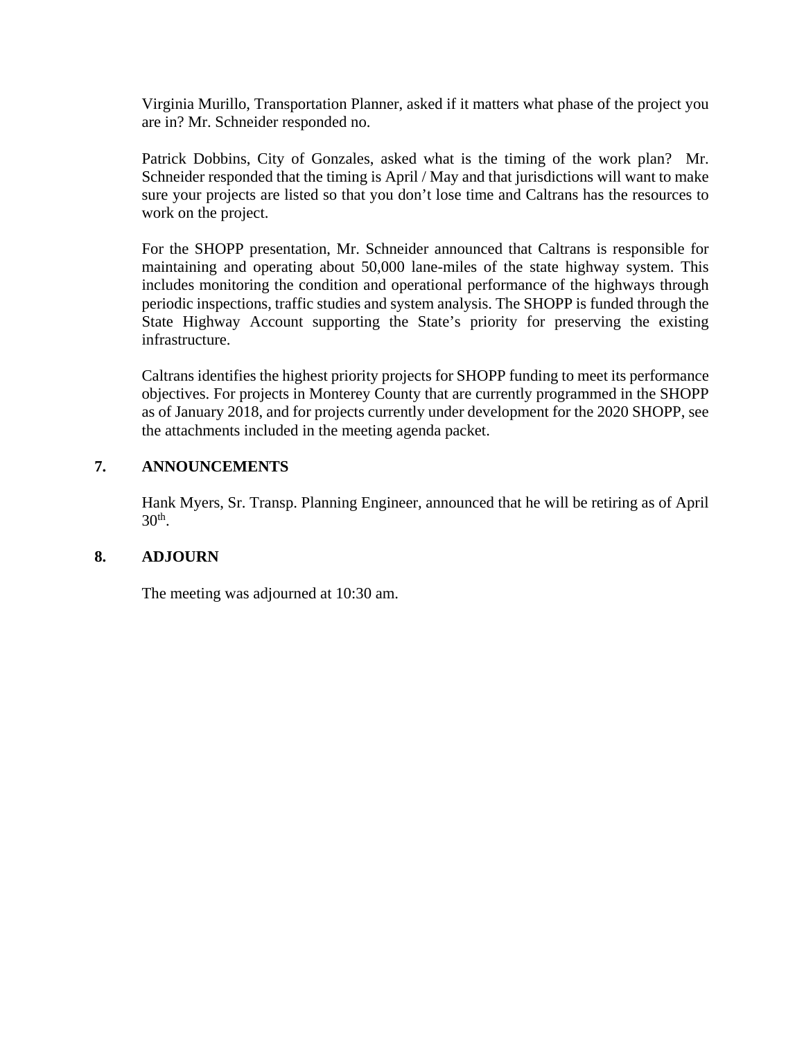Virginia Murillo, Transportation Planner, asked if it matters what phase of the project you are in? Mr. Schneider responded no.

Patrick Dobbins, City of Gonzales, asked what is the timing of the work plan? Mr. Schneider responded that the timing is April / May and that jurisdictions will want to make sure your projects are listed so that you don't lose time and Caltrans has the resources to work on the project.

For the SHOPP presentation, Mr. Schneider announced that Caltrans is responsible for maintaining and operating about 50,000 lane-miles of the state highway system. This includes monitoring the condition and operational performance of the highways through periodic inspections, traffic studies and system analysis. The SHOPP is funded through the State Highway Account supporting the State's priority for preserving the existing infrastructure.

Caltrans identifies the highest priority projects for SHOPP funding to meet its performance objectives. For projects in Monterey County that are currently programmed in the SHOPP as of January 2018, and for projects currently under development for the 2020 SHOPP, see the attachments included in the meeting agenda packet.

## 7. ANNOUNCEMENTS

Hank Myers, Sr. Transp. Planning Engineer, announced that he will be retiring as of April 30th.

## 8. ADJOURN

The meeting was adjourned at 10:30 am.